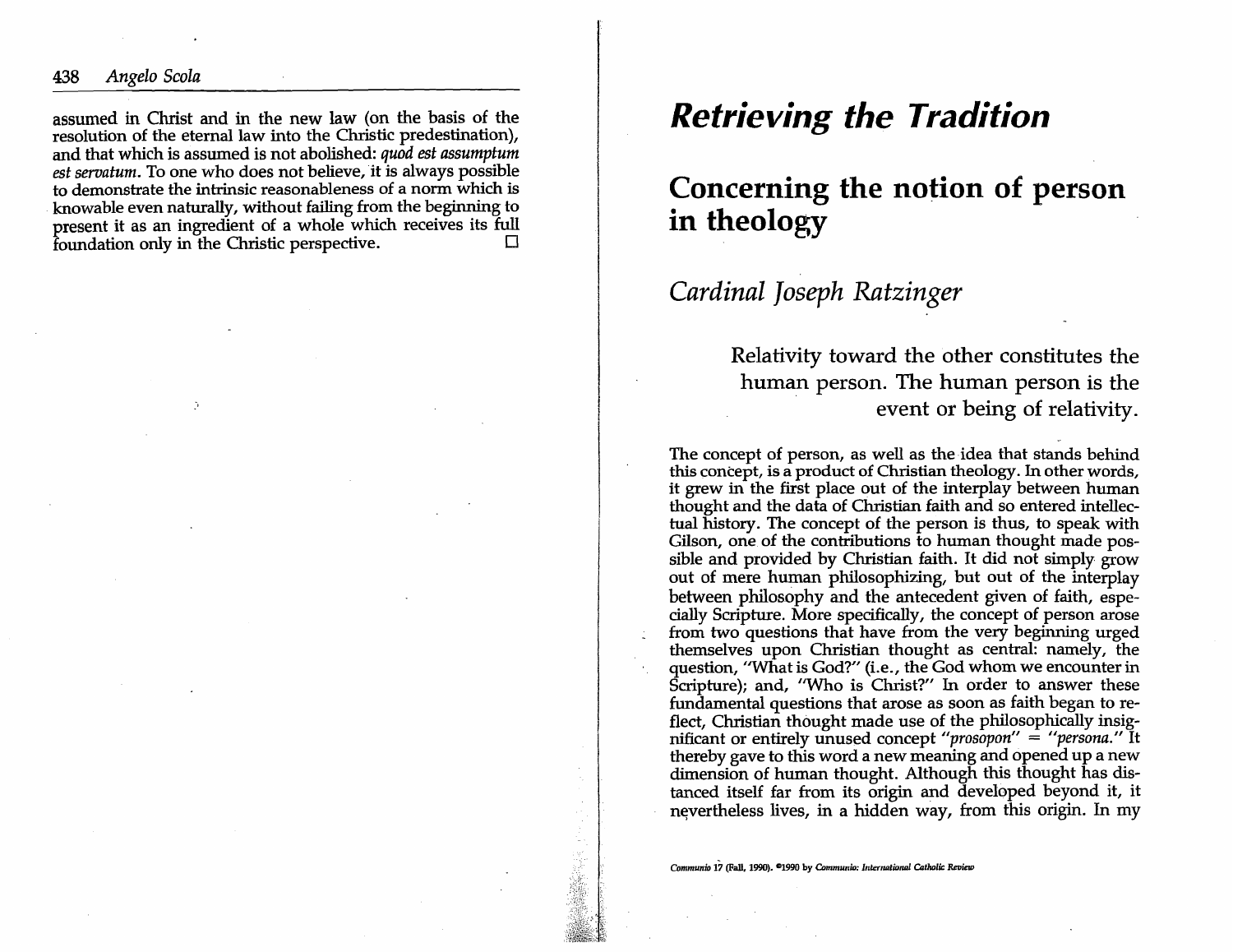assumed in Christ and in the new law (on the basis of the resolution of the eternal law into the Christic predestination), and that which is assumed is not abolished: *quod est assumptum est servatum*. To one who does not believe, it is always possible to demonstrate the intrinsic reasonableness of a norm which is knowable even naturally, without failing from the beginning to present it as an ingredient of a whole which receives its full foundation only in the Christic perspective. □

# *Retrieving the Tradition*

## Concerning the notion of person in theology

### *Cardinal Joseph Ratzinger*

> Relativity toward the other constitutes the human person. The human person is the event or being of relativity.

The concept of person, as well as the idea that stands behind this concept, is a product of Christian theology. In other words, it grew in the first place out of the interplay between human thought and the data of Christian faith and so entered intellectual history. The concept of the person is thus, to speak with Gilson, one of the contributions to human thought made possible and provided by Christian faith. It did not simply grow out of mere human philosophizing, but out of the interplay between philosophy and the antecedent given of faith, especially Scripture. More specifically, the concept of person arose from two questions that have from the very beginning urged themselves upon Christian thought as central: namely, the question, "What is God?" (i.e., the God whom we encounter in Scripture); and, "Who is Christ?" In order to answer these fundamental questions that arose as soon as faith began to reflect, Christian thought made use of the philosophically insignificant or entirely unused concept "*prosopon*" = "*persona*." It thereby gave to this word a new meaning and opened up a new dimension of human thought. Although this thought has distanced itself far from its origin and developed beyond it, it nevertheless lives, in a hidden way, from this origin. In my

*Communio* 17 (Fall, 1990). ©1990 by *Communio: International Catholic Review*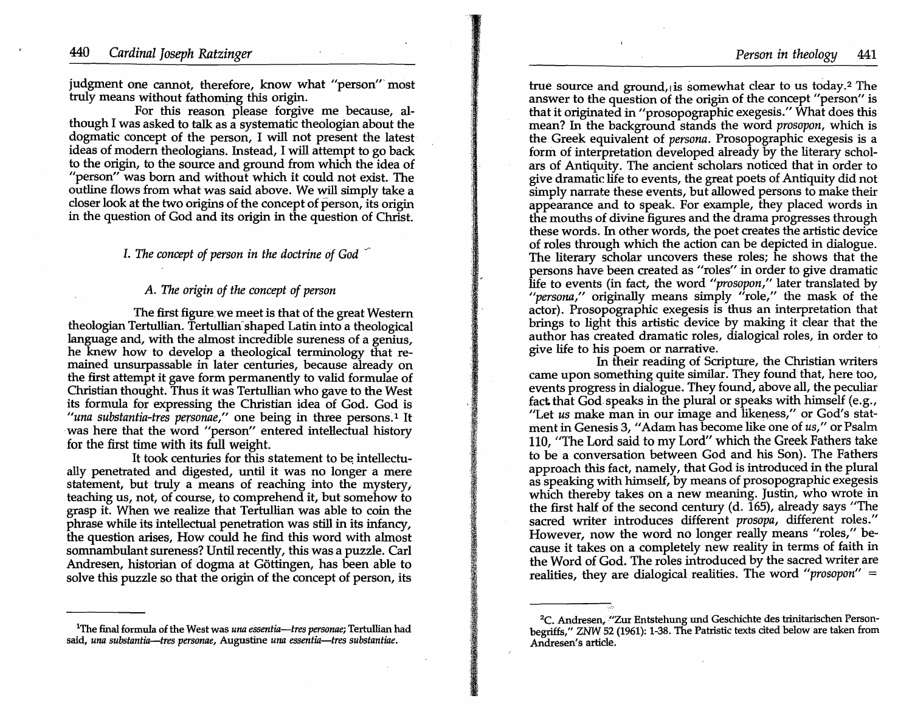judgment one cannot, therefore, know what "person" most truly means without fathoming this origin.

For this reason please forgive me because, although I was asked to talk as a systematic theologian about the dogmatic concept of the person, I will not present the latest ideas of modern theologians. Instead, I will attempt to go back to the origin, to the source and ground from which the idea of "person" was born and without which it could not exist. The outline flows from what was said above. We will simply take a closer look at the two origins of the concept of person, its origin in the question of God and its origin in the question of Christ.

## I. *The concept of person in the doctrine of God*

### A. *The origin of the concept of person*

The first figure we meet is that of the great Western theologian Tertullian. Tertullian shaped Latin into a theological language and, with the almost incredible sureness of a genius, he knew how to develop a theological terminology that remained unsurpassable in later centuries, because already on the first attempt it gave form permanently to valid formulae of Christian thought. Thus it was Tertullian who gave to the West its formula for expressing the Christian idea of God. God is "*una substantia-tres personae*," one being in three persons.[1] It was here that the word "person" entered intellectual history for the first time with its full weight.

It took centuries for this statement to be intellectually penetrated and digested, until it was no longer a mere statement, but truly a means of reaching into the mystery, teaching us, not, of course, to comprehend it, but somehow to grasp it. When we realize that Tertullian was able to coin the phrase while its intellectual penetration was still in its infancy, the question arises, How could he find this word with almost somnambulant sureness? Until recently, this was a puzzle. Carl Andresen, historian of dogma at Göttingen, has been able to solve this puzzle so that the origin of the concept of person, its true source and ground, is somewhat clear to us today.[2] The answer to the question of the origin of the concept "person" is that it originated in "prosopographic exegesis." What does this mean? In the background stands the word *prosopon*, which is the Greek equivalent of *persona*. Prosopographic exegesis is a form of interpretation developed already by the literary scholars of Antiquity. The ancient scholars noticed that in order to give dramatic life to events, the great poets of Antiquity did not simply narrate these events, but allowed persons to make their appearance and to speak. For example, they placed words in the mouths of divine figures and the drama progresses through these words. In other words, the poet creates the artistic device of roles through which the action can be depicted in dialogue. The literary scholar uncovers these roles; he shows that the persons have been created as "roles" in order to give dramatic life to events (in fact, the word "*prosopon*," later translated by "*persona*," originally means simply "role," the mask of the actor). Prosopographic exegesis is thus an interpretation that brings to light this artistic device by making it clear that the author has created dramatic roles, dialogical roles, in order to give life to his poem or narrative.

In their reading of Scripture, the Christian writers came upon something quite similar. They found that, here too, events progress in dialogue. They found, above all, the peculiar fact that God speaks in the plural or speaks with himself (e.g., "Let *us* make man in our image and likeness," or God's statment in Genesis 3, "Adam has become like one of *us*," or Psalm 110, "The Lord said to my Lord" which the Greek Fathers take to be a conversation between God and his Son). The Fathers approach this fact, namely, that God is introduced in the plural as speaking with himself, by means of prosopographic exegesis which thereby takes on a new meaning. Justin, who wrote in the first half of the second century (d. 165), already says "The sacred writer introduces different *prosopa*, different roles." However, now the word no longer really means "roles," because it takes on a completely new reality in terms of faith in the Word of God. The roles introduced by the sacred writer are realities, they are dialogical realities. The word "*prosopon*" =

---

[1] The final formula of the West was *una essentia—tres personae*; Tertullian had said, *una substantia—tres personae*, Augustine *una essentia—tres substantiae*.

[2] C. Andresen, "Zur Entstehung und Geschichte des trinitarischen Personbegriffs," *ZNW* 52 (1961): 1-38. The Patristic texts cited below are taken from Andresen's article.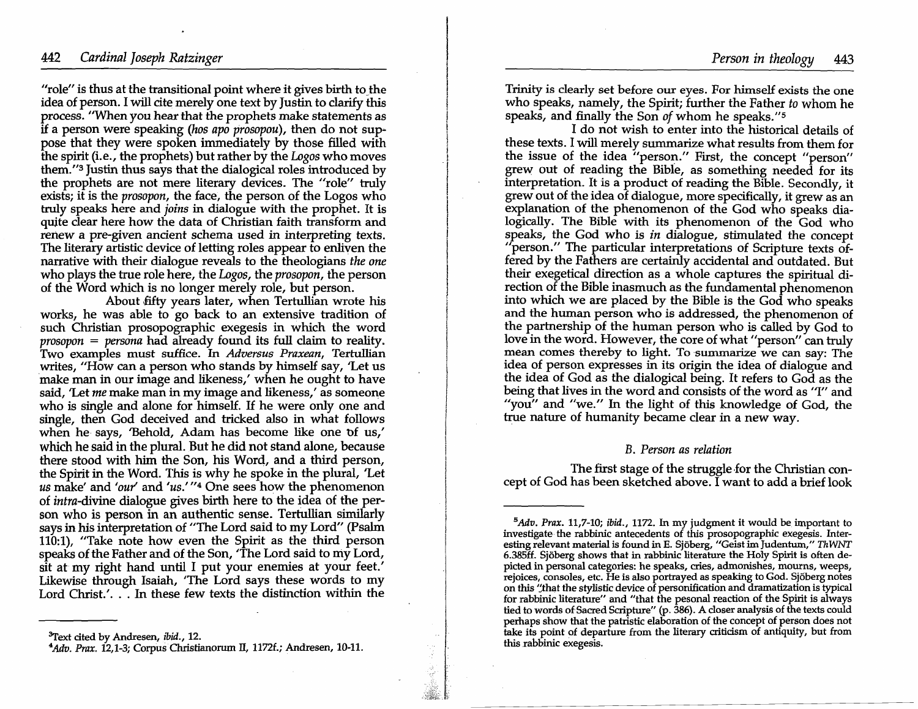"role" is thus at the transitional point where it gives birth to the idea of person. I will cite merely one text by Justin to clarify this process. "When you hear that the prophets make statements as if a person were speaking (*hos apo prosopou*), then do not suppose that they were spoken immediately by those filled with the spirit (i.e., the prophets) but rather by the *Logos* who moves them."[3] Justin thus says that the dialogical roles introduced by the prophets are not mere literary devices. The "role" truly exists; it is the *prosopon*, the face, the person of the Logos who truly speaks here and *joins* in dialogue with the prophet. It is quite clear here how the data of Christian faith transform and renew a pre-given ancient schema used in interpreting texts. The literary artistic device of letting roles appear to enliven the narrative with their dialogue reveals to the theologians *the one* who plays the true role here, the *Logos*, the *prosopon*, the person of the Word which is no longer merely role, but person.

About fifty years later, when Tertullian wrote his works, he was able to go back to an extensive tradition of such Christian prosopographic exegesis in which the word *prosopon* = *persona* had already found its full claim to reality. Two examples must suffice. In *Adversus Praxean*, Tertullian writes, "How can a person who stands by himself say, 'Let us make man in our image and likeness,' when he ought to have said, 'Let *me* make man in my image and likeness,' as someone who is single and alone for himself. If he were only one and single, then God deceived and tricked also in what follows when he says, 'Behold, Adam has become like one of us,' which he said in the plural. But he did not stand alone, because there stood with him the Son, his Word, and a third person, the Spirit in the Word. This is why he spoke in the plural, 'Let *us* make' and '*our*' and '*us*.'"[4] One sees how the phenomenon of *intra*-divine dialogue gives birth here to the idea of the person who is person in an authentic sense. Tertullian similarly says in his interpretation of "The Lord said to my Lord" (Psalm 110:1), "Take note how even the Spirit as the third person speaks of the Father and of the Son, 'The Lord said to my Lord, sit at my right hand until I put your enemies at your feet.' Likewise through Isaiah, 'The Lord says these words to my Lord Christ.'. . . In these few texts the distinction within the Trinity is clearly set before our eyes. For himself exists the one who speaks, namely, the Spirit; further the Father *to* whom he speaks, and finally the Son *of* whom he speaks."[5]

I do not wish to enter into the historical details of these texts. I will merely summarize what results from them for the issue of the idea "person." First, the concept "person" grew out of reading the Bible, as something needed for its interpretation. It is a product of reading the Bible. Secondly, it grew out of the idea of dialogue, more specifically, it grew as an explanation of the phenomenon of the God who speaks dialogically. The Bible with its phenomenon of the God who speaks, the God who is *in* dialogue, stimulated the concept "person." The particular interpretations of Scripture texts offered by the Fathers are certainly accidental and outdated. But their exegetical direction as a whole captures the spiritual direction of the Bible inasmuch as the fundamental phenomenon into which we are placed by the Bible is the God who speaks and the human person who is addressed, the phenomenon of the partnership of the human person who is called by God to love in the word. However, the core of what "person" can truly mean comes thereby to light. To summarize we can say: The idea of person expresses in its origin the idea of dialogue and the idea of God as the dialogical being. It refers to God as the being that lives in the word and consists of the word as "I" and "you" and "we." In the light of this knowledge of God, the true nature of humanity became clear in a new way.

### B. Person as relation

The first stage of the struggle for the Christian concept of God has been sketched above. I want to add a brief look

---

[3]Text cited by Andresen, *ibid.*, 12.

[4]*Adv. Prax.* 12,1-3; Corpus Christianorum II, 1172f.; Andresen, 10-11.

[5]*Adv. Prax.* 11,7-10; *ibid.*, 1172. In my judgment it would be important to investigate the rabbinic antecedents of this prosopographic exegesis. Interesting relevant material is found in E. Sjöberg, "Geist im Judentum," *ThWNT* 6.385ff. Sjöberg shows that in rabbinic literature the Holy Spirit is often depicted in personal categories: he speaks, cries, admonishes, mourns, weeps, rejoices, consoles, etc. He is also portrayed as speaking to God. Sjöberg notes on this "that the stylistic device of personification and dramatization is typical for rabbinic literature" and "that the pesonal reaction of the Spirit is always tied to words of Sacred Scripture" (p. 386). A closer analysis of the texts could perhaps show that the patristic elaboration of the concept of person does not take its point of departure from the literary criticism of antiquity, but from this rabbinic exegesis.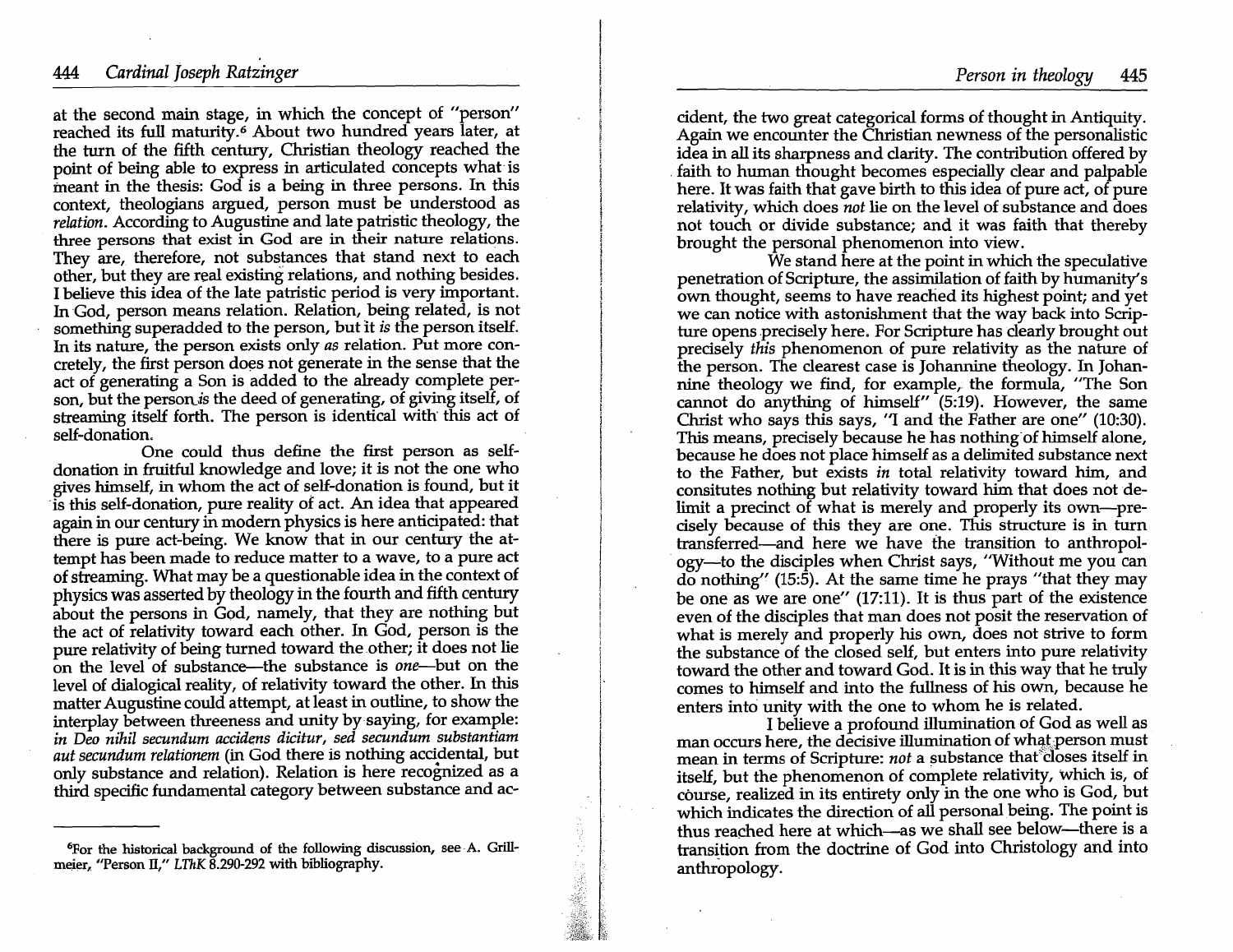at the second main stage, in which the concept of "person" reached its full maturity.[6] About two hundred years later, at the turn of the fifth century, Christian theology reached the point of being able to express in articulated concepts what is meant in the thesis: God is a being in three persons. In this context, theologians argued, person must be understood as *relation*. According to Augustine and late patristic theology, the three persons that exist in God are in their nature relations. They are, therefore, not substances that stand next to each other, but they are real existing relations, and nothing besides. I believe this idea of the late patristic period is very important. In God, person means relation. Relation, being related, is not something superadded to the person, but it *is* the person itself. In its nature, the person exists only *as* relation. Put more concretely, the first person does not generate in the sense that the act of generating a Son is added to the already complete person, but the person *is* the deed of generating, of giving itself, of streaming itself forth. The person is identical with this act of self-donation.

One could thus define the first person as self-donation in fruitful knowledge and love; it is not the one who gives himself, in whom the act of self-donation is found, but it is this self-donation, pure reality of act. An idea that appeared again in our century in modern physics is here anticipated: that there is pure act-being. We know that in our century the attempt has been made to reduce matter to a wave, to a pure act of streaming. What may be a questionable idea in the context of physics was asserted by theology in the fourth and fifth century about the persons in God, namely, that they are nothing but the act of relativity toward each other. In God, person is the pure relativity of being turned toward the other; it does not lie on the level of substance—the substance is *one*—but on the level of dialogical reality, of relativity toward the other. In this matter Augustine could attempt, at least in outline, to show the interplay between threeness and unity by saying, for example: *in Deo nihil secundum accidens dicitur, sed secundum substantiam aut secundum relationem* (in God there is nothing accidental, but only substance and relation). Relation is here recognized as a third specific fundamental category between substance and accident, the two great categorical forms of thought in Antiquity. Again we encounter the Christian newness of the personalistic idea in all its sharpness and clarity. The contribution offered by faith to human thought becomes especially clear and palpable here. It was faith that gave birth to this idea of pure act, of pure relativity, which does *not* lie on the level of substance and does not touch or divide substance; and it was faith that thereby brought the personal phenomenon into view.

We stand here at the point in which the speculative penetration of Scripture, the assimilation of faith by humanity's own thought, seems to have reached its highest point; and yet we can notice with astonishment that the way back into Scripture opens precisely here. For Scripture has clearly brought out precisely *this* phenomenon of pure relativity as the nature of the person. The clearest case is Johannine theology. In Johannine theology we find, for example, the formula, "The Son cannot do anything of himself" (5:19). However, the same Christ who says this says, "I and the Father are one" (10:30). This means, precisely because he has nothing of himself alone, because he does not place himself as a delimited substance next to the Father, but exists *in* total relativity toward him, and consitutes nothing but relativity toward him that does not delimit a precinct of what is merely and properly its own—precisely because of this they are one. This structure is in turn transferred—and here we have the transition to anthropology—to the disciples when Christ says, "Without me you can do nothing" (15:5). At the same time he prays "that they may be one as we are one" (17:11). It is thus part of the existence even of the disciples that man does not posit the reservation of what is merely and properly his own, does not strive to form the substance of the closed self, but enters into pure relativity toward the other and toward God. It is in this way that he truly comes to himself and into the fullness of his own, because he enters into unity with the one to whom he is related.

I believe a profound illumination of God as well as man occurs here, the decisive illumination of what person must mean in terms of Scripture: *not* a substance that closes itself in itself, but the phenomenon of complete relativity, which is, of course, realized in its entirety only in the one who is God, but which indicates the direction of all personal being. The point is thus reached here at which—as we shall see below—there is a transition from the doctrine of God into Christology and into anthropology.

---

[6] For the historical background of the following discussion, see A. Grillmeier, "Person II," *LThK* 8.290-292 with bibliography.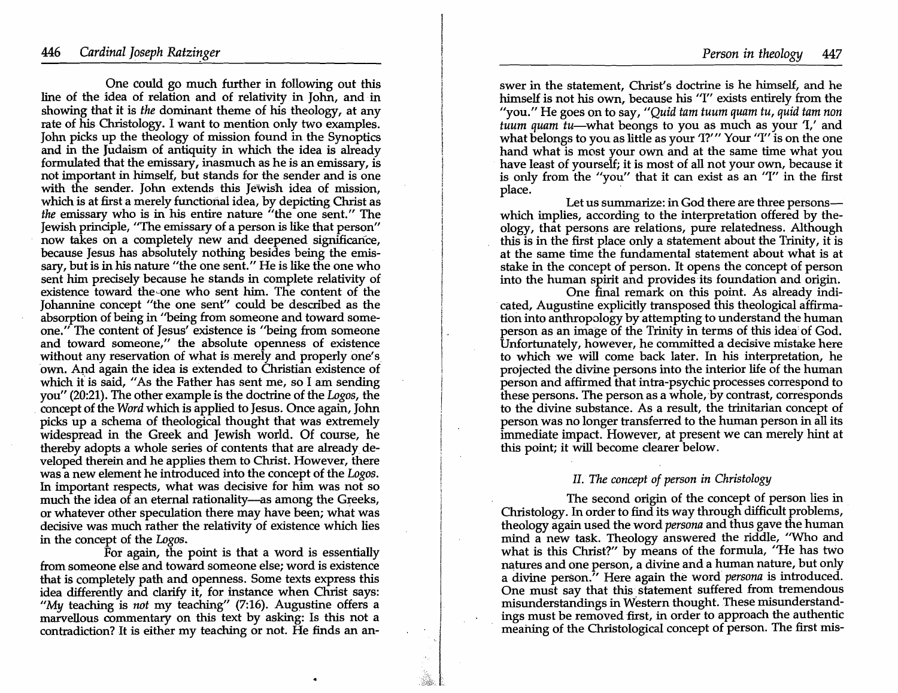One could go much further in following out this line of the idea of relation and of relativity in John, and in showing that it is *the* dominant theme of his theology, at any rate of his Christology. I want to mention only two examples. John picks up the theology of mission found in the Synoptics and in the Judaism of antiquity in which the idea is already formulated that the emissary, inasmuch as he is an emissary, is not important in himself, but stands for the sender and is one with the sender. John extends this Jewish idea of mission, which is at first a merely functional idea, by depicting Christ as *the* emissary who is in his entire nature "the one sent." The Jewish principle, "The emissary of a person is like that person" now takes on a completely new and deepened significance, because Jesus has absolutely nothing besides being the emissary, but is in his nature "the one sent." He is like the one who sent him precisely because he stands in complete relativity of existence toward the one who sent him. The content of the Johannine concept "the one sent" could be described as the absorption of being in "being from someone and toward someone." The content of Jesus' existence is "being from someone and toward someone," the absolute openness of existence without any reservation of what is merely and properly one's own. And again the idea is extended to Christian existence of which it is said, "As the Father has sent me, so I am sending you" (20:21). The other example is the doctrine of the *Logos*, the concept of the *Word* which is applied to Jesus. Once again, John picks up a schema of theological thought that was extremely widespread in the Greek and Jewish world. Of course, he thereby adopts a whole series of contents that are already developed therein and he applies them to Christ. However, there was a new element he introduced into the concept of the *Logos*. In important respects, what was decisive for him was not so much the idea of an eternal rationality—as among the Greeks, or whatever other speculation there may have been; what was decisive was much rather the relativity of existence which lies in the concept of the *Logos*.

For again, the point is that a word is essentially from someone else and toward someone else; word is existence that is completely path and openness. Some texts express this idea differently and clarify it, for instance when Christ says: "*My* teaching is *not* my teaching" (7:16). Augustine offers a marvellous commentary on this text by asking: Is this not a contradiction? It is either my teaching or not. He finds an answer in the statement, Christ's doctrine is he himself, and he himself is not his own, because his "I" exists entirely from the "you." He goes on to say, "*Quid tam tuum quam tu, quid tam non tuum quam tu*—what beongs to you as much as your 'I,' and what belongs to you as little as your 'I?'" Your "I" is on the one hand what is most your own and at the same time what you have least of yourself; it is most of all not your own, because it is only from the "you" that it can exist as an "I" in the first place.

Let us summarize: in God there are three persons—which implies, according to the interpretation offered by theology, that persons are relations, pure relatedness. Although this is in the first place only a statement about the Trinity, it is at the same time the fundamental statement about what is at stake in the concept of person. It opens the concept of person into the human spirit and provides its foundation and origin.

One final remark on this point. As already indicated, Augustine explicitly transposed this theological affirmation into anthropology by attempting to understand the human person as an image of the Trinity in terms of this idea of God. Unfortunately, however, he committed a decisive mistake here to which we will come back later. In his interpretation, he projected the divine persons into the interior life of the human person and affirmed that intra-psychic processes correspond to these persons. The person as a whole, by contrast, corresponds to the divine substance. As a result, the trinitarian concept of person was no longer transferred to the human person in all its immediate impact. However, at present we can merely hint at this point; it will become clearer below.

### *II. The concept of person in Christology*

The second origin of the concept of person lies in Christology. In order to find its way through difficult problems, theology again used the word *persona* and thus gave the human mind a new task. Theology answered the riddle, "Who and what is this Christ?" by means of the formula, "He has two natures and one person, a divine and a human nature, but only a divine person." Here again the word *persona* is introduced. One must say that this statement suffered from tremendous misunderstandings in Western thought. These misunderstandings must be removed first, in order to approach the authentic meaning of the Christological concept of person. The first mis-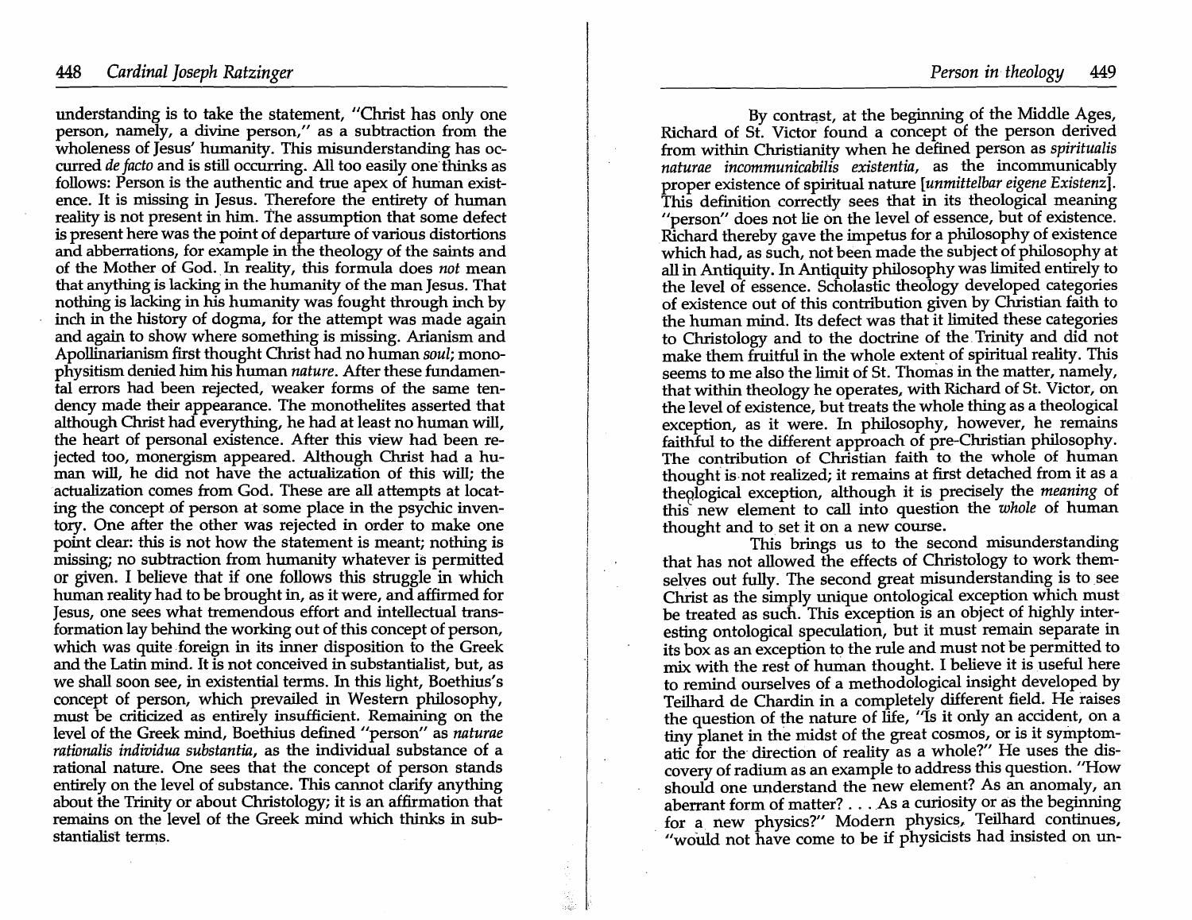understanding is to take the statement, "Christ has only one person, namely, a divine person," as a subtraction from the wholeness of Jesus' humanity. This misunderstanding has occurred *de facto* and is still occurring. All too easily one thinks as follows: Person is the authentic and true apex of human existence. It is missing in Jesus. Therefore the entirety of human reality is not present in him. The assumption that some defect is present here was the point of departure of various distortions and abberrations, for example in the theology of the saints and of the Mother of God. In reality, this formula does *not* mean that anything is lacking in the humanity of the man Jesus. That nothing is lacking in his humanity was fought through inch by inch in the history of dogma, for the attempt was made again and again to show where something is missing. Arianism and Apollinarianism first thought Christ had no human *soul*; monophysitism denied him his human *nature*. After these fundamental errors had been rejected, weaker forms of the same tendency made their appearance. The monothelites asserted that although Christ had everything, he had at least no human will, the heart of personal existence. After this view had been rejected too, monergism appeared. Although Christ had a human will, he did not have the actualization of this will; the actualization comes from God. These are all attempts at locating the concept of person at some place in the psychic inventory. One after the other was rejected in order to make one point clear: this is not how the statement is meant; nothing is missing; no subtraction from humanity whatever is permitted or given. I believe that if one follows this struggle in which human reality had to be brought in, as it were, and affirmed for Jesus, one sees what tremendous effort and intellectual transformation lay behind the working out of this concept of person, which was quite foreign in its inner disposition to the Greek and the Latin mind. It is not conceived in substantialist, but, as we shall soon see, in existential terms. In this light, Boethius's concept of person, which prevailed in Western philosophy, must be criticized as entirely insufficient. Remaining on the level of the Greek mind, Boethius defined "person" as *naturae rationalis individua substantia*, as the individual substance of a rational nature. One sees that the concept of person stands entirely on the level of substance. This cannot clarify anything about the Trinity or about Christology; it is an affirmation that remains on the level of the Greek mind which thinks in substantialist terms.

By contrast, at the beginning of the Middle Ages, Richard of St. Victor found a concept of the person derived from within Christianity when he defined person as *spiritualis naturae incommunicabilis existentia*, as the incommunicably proper existence of spiritual nature [*unmittelbar eigene Existenz*]. This definition correctly sees that in its theological meaning "person" does not lie on the level of essence, but of existence. Richard thereby gave the impetus for a philosophy of existence which had, as such, not been made the subject of philosophy at all in Antiquity. In Antiquity philosophy was limited entirely to the level of essence. Scholastic theology developed categories of existence out of this contribution given by Christian faith to the human mind. Its defect was that it limited these categories to Christology and to the doctrine of the Trinity and did not make them fruitful in the whole extent of spiritual reality. This seems to me also the limit of St. Thomas in the matter, namely, that within theology he operates, with Richard of St. Victor, on the level of existence, but treats the whole thing as a theological exception, as it were. In philosophy, however, he remains faithful to the different approach of pre-Christian philosophy. The contribution of Christian faith to the whole of human thought is not realized; it remains at first detached from it as a theological exception, although it is precisely the *meaning* of this new element to call into question the *whole* of human thought and to set it on a new course.

This brings us to the second misunderstanding that has not allowed the effects of Christology to work themselves out fully. The second great misunderstanding is to see Christ as the simply unique ontological exception which must be treated as such. This exception is an object of highly interesting ontological speculation, but it must remain separate in its box as an exception to the rule and must not be permitted to mix with the rest of human thought. I believe it is useful here to remind ourselves of a methodological insight developed by Teilhard de Chardin in a completely different field. He raises the question of the nature of life, "Is it only an accident, on a tiny planet in the midst of the great cosmos, or is it symptomatic for the direction of reality as a whole?" He uses the discovery of radium as an example to address this question. "How should one understand the new element? As an anomaly, an aberrant form of matter? . . . As a curiosity or as the beginning for a new physics?" Modern physics, Teilhard continues, "would not have come to be if physicists had insisted on un-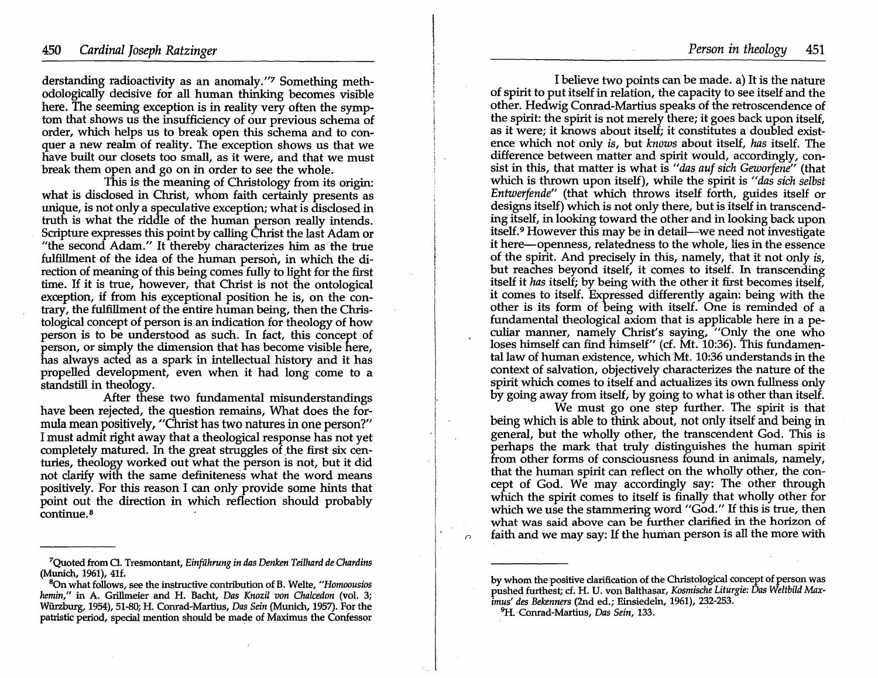derstanding radioactivity as an anomaly."[7] Something methodologically decisive for all human thinking becomes visible here. The seeming exception is in reality very often the symptom that shows us the insufficiency of our previous schema of order, which helps us to break open this schema and to conquer a new realm of reality. The exception shows us that we have built our closets too small, as it were, and that we must break them open and go on in order to see the whole.

This is the meaning of Christology from its origin: what is disclosed in Christ, whom faith certainly presents as unique, is not only a speculative exception; what is disclosed in truth is what the riddle of the human person really intends. Scripture expresses this point by calling Christ the last Adam or "the second Adam." It thereby characterizes him as the true fulfillment of the idea of the human person, in which the direction of meaning of this being comes fully to light for the first time. If it is true, however, that Christ is not the ontological exception, if from his exceptional position he is, on the contrary, the fulfillment of the entire human being, then the Christological concept of person is an indication for theology of how person is to be understood as such. In fact, this concept of person, or simply the dimension that has become visible here, has always acted as a spark in intellectual history and it has propelled development, even when it had long come to a standstill in theology.

After these two fundamental misunderstandings have been rejected, the question remains, What does the formula mean positively, "Christ has two natures in one person?" I must admit right away that a theological response has not yet completely matured. In the great struggles of the first six centuries, theology worked out what the person is not, but it did not clarify with the same definiteness what the word means positively. For this reason I can only provide some hints that point out the direction in which reflection should probably continue.[8]

I believe two points can be made. a) It is the nature of spirit to put itself in relation, the capacity to see itself and the other. Hedwig Conrad-Martius speaks of the retroscendence of the spirit: the spirit is not merely there; it goes back upon itself, as it were; it knows about itself; it constitutes a doubled existence which not only *is*, but *knows* about itself, *has* itself. The difference between matter and spirit would, accordingly, consist in this, that matter is what is *"das auf sich Geworfene"* (that which is thrown upon itself), while the spirit is *"das sich selbst Entwerfende"* (that which throws itself forth, guides itself or designs itself) which is not only there, but is itself in transcending itself, in looking toward the other and in looking back upon itself.[9] However this may be in detail—we need not investigate it here—openness, relatedness to the whole, lies in the essence of the spirit. And precisely in this, namely, that it not only *is*, but reaches beyond itself, it comes to itself. In transcending itself it *has* itself; by being with the other it first becomes itself, it comes to itself. Expressed differently again: being with the other is its form of being with itself. One is reminded of a fundamental theological axiom that is applicable here in a peculiar manner, namely Christ's saying, "Only the one who loses himself can find himself" (cf. Mt. 10:36). This fundamental law of human existence, which Mt. 10:36 understands in the context of salvation, objectively characterizes the nature of the spirit which comes to itself and actualizes its own fullness only by going away from itself, by going to what is other than itself.

We must go one step further. The spirit is that being which is able to think about, not only itself and being in general, but the wholly other, the transcendent God. This is perhaps the mark that truly distinguishes the human spirit from other forms of consciousness found in animals, namely, that the human spirit can reflect on the wholly other, the concept of God. We may accordingly say: The other through which the spirit comes to itself is finally that wholly other for which we use the stammering word "God." If this is true, then what was said above can be further clarified in the horizon of faith and we may say: If the human person is all the more with

---

[7] Quoted from Cl. Tresmontant, *Einführung in das Denken Teilhard de Chardins* (Munich, 1961), 41f.

[8] On what follows, see the instructive contribution of B. Welte, *"Homoousios hemin,"* in A. Grillmeier and H. Bacht, *Das Knozil von Chalcedon* (vol. 3; Würzburg, 1954), 51-80; H. Conrad-Martius, *Das Sein* (Munich, 1957). For the patristic period, special mention should be made of Maximus the Confessor by whom the positive clarification of the Christological concept of person was pushed furthest; cf. H. U. von Balthasar, *Kosmische Liturgie: Das Weltbild Maximus' des Bekenners* (2nd ed.; Einsiedeln, 1961), 232-253.

[9] H. Conrad-Martius, *Das Sein*, 133.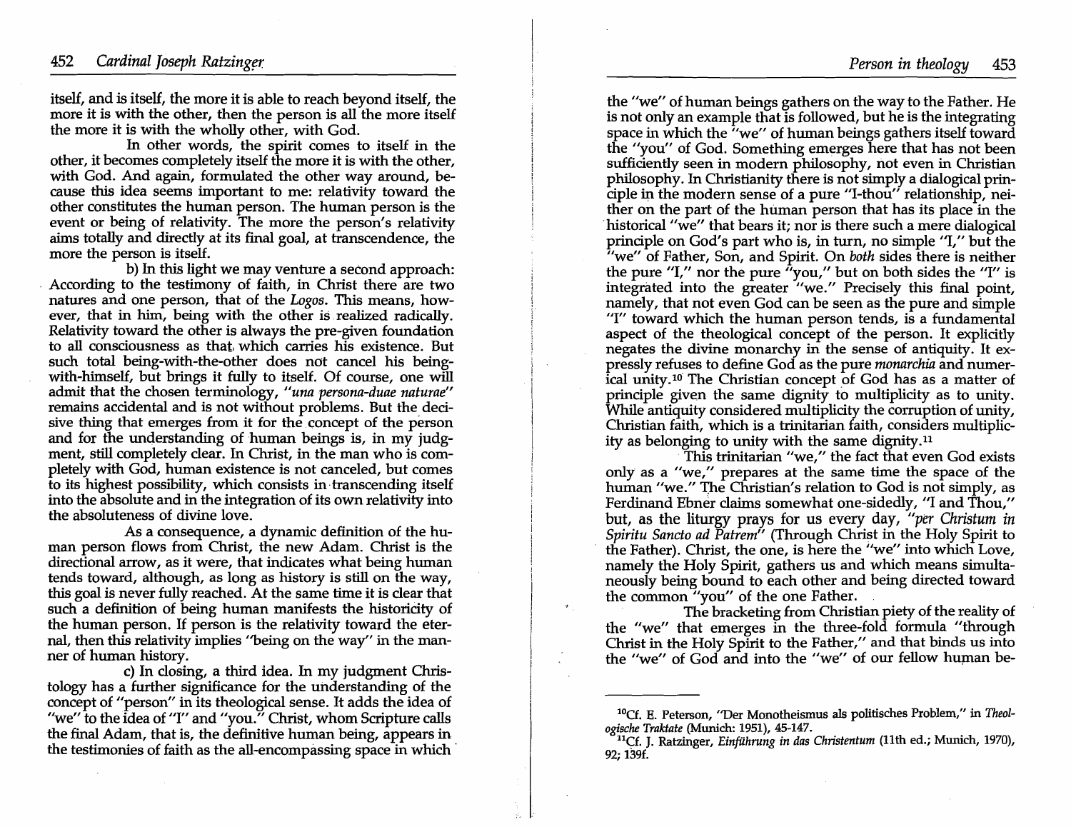itself, and is itself, the more it is able to reach beyond itself, the more it is with the other, then the person is all the more itself the more it is with the wholly other, with God.

In other words, the spirit comes to itself in the other, it becomes completely itself the more it is with the other, with God. And again, formulated the other way around, because this idea seems important to me: relativity toward the other constitutes the human person. The human person is the event or being of relativity. The more the person's relativity aims totally and directly at its final goal, at transcendence, the more the person is itself.

b) In this light we may venture a second approach: According to the testimony of faith, in Christ there are two natures and one person, that of the *Logos*. This means, however, that in him, being with the other is realized radically. Relativity toward the other is always the pre-given foundation to all consciousness as that which carries his existence. But such total being-with-the-other does not cancel his being-with-himself, but brings it fully to itself. Of course, one will admit that the chosen terminology, *"una persona-duae naturae"* remains accidental and is not without problems. But the decisive thing that emerges from it for the concept of the person and for the understanding of human beings is, in my judgment, still completely clear. In Christ, in the man who is completely with God, human existence is not canceled, but comes to its highest possibility, which consists in transcending itself into the absolute and in the integration of its own relativity into the absoluteness of divine love.

As a consequence, a dynamic definition of the human person flows from Christ, the new Adam. Christ is the directional arrow, as it were, that indicates what being human tends toward, although, as long as history is still on the way, this goal is never fully reached. At the same time it is clear that such a definition of being human manifests the historicity of the human person. If person is the relativity toward the eternal, then this relativity implies "being on the way" in the manner of human history.

c) In closing, a third idea. In my judgment Christology has a further significance for the understanding of the concept of "person" in its theological sense. It adds the idea of "we" to the idea of "I" and "you." Christ, whom Scripture calls the final Adam, that is, the definitive human being, appears in the testimonies of faith as the all-encompassing space in which the "we" of human beings gathers on the way to the Father. He is not only an example that is followed, but he is the integrating space in which the "we" of human beings gathers itself toward the "you" of God. Something emerges here that has not been sufficiently seen in modern philosophy, not even in Christian philosophy. In Christianity there is not simply a dialogical principle in the modern sense of a pure "I-thou" relationship, neither on the part of the human person that has its place in the historical "we" that bears it; nor is there such a mere dialogical principle on God's part who is, in turn, no simple "I," but the "we" of Father, Son, and Spirit. On *both* sides there is neither the pure "I," nor the pure "you," but on both sides the "I" is integrated into the greater "we." Precisely this final point, namely, that not even God can be seen as the pure and simple "I" toward which the human person tends, is a fundamental aspect of the theological concept of the person. It explicitly negates the divine monarchy in the sense of antiquity. It expressly refuses to define God as the pure *monarchia* and numerical unity.[10] The Christian concept of God has as a matter of principle given the same dignity to multiplicity as to unity. While antiquity considered multiplicity the corruption of unity, Christian faith, which is a trinitarian faith, considers multiplicity as belonging to unity with the same dignity.[11]

This trinitarian "we," the fact that even God exists only as a "we," prepares at the same time the space of the human "we." The Christian's relation to God is not simply, as Ferdinand Ebner claims somewhat one-sidedly, "I and Thou," but, as the liturgy prays for us every day, *"per Christum in Spiritu Sancto ad Patrem"* (Through Christ in the Holy Spirit to the Father). Christ, the one, is here the "we" into which Love, namely the Holy Spirit, gathers us and which means simultaneously being bound to each other and being directed toward the common "you" of the one Father.

The bracketing from Christian piety of the reality of the "we" that emerges in the three-fold formula "through Christ in the Holy Spirit to the Father," and that binds us into the "we" of God and into the "we" of our fellow human be-

---

[10] Cf. E. Peterson, "Der Monotheismus als politisches Problem," in *Theologische Traktate* (Munich: 1951), 45-147.

[11] Cf. J. Ratzinger, *Einführung in das Christentum* (11th ed.; Munich, 1970), 92; 139f.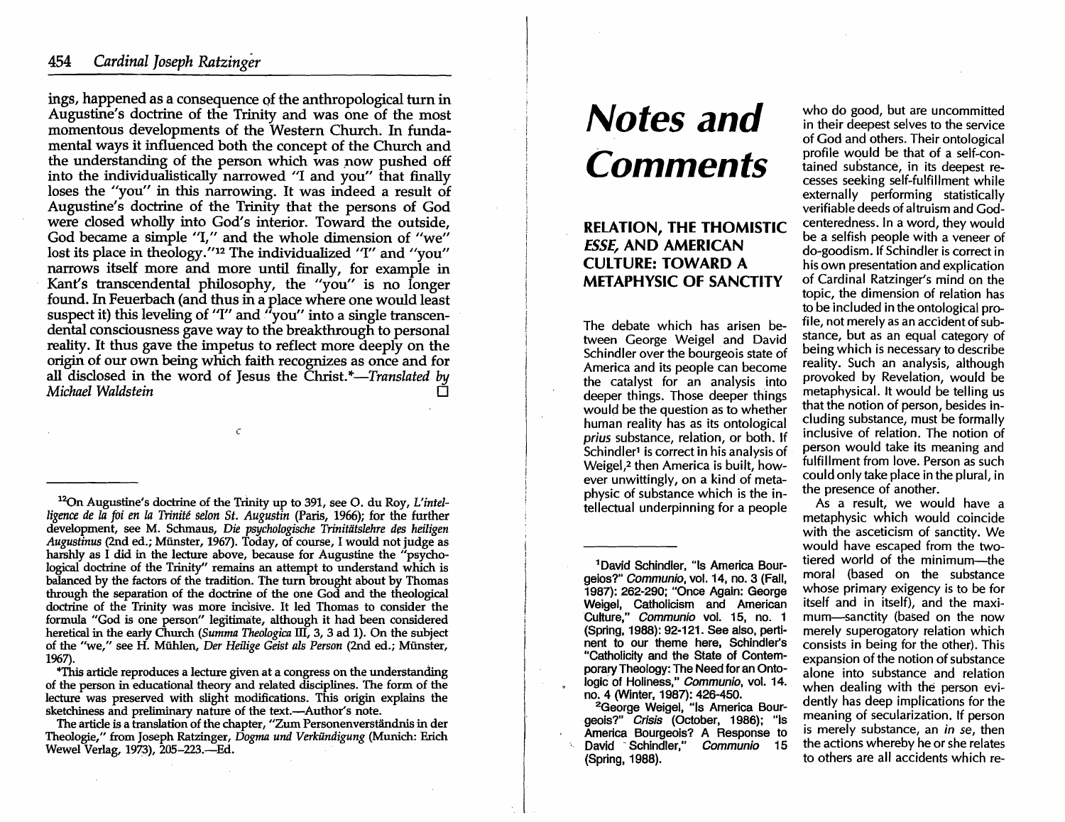ings, happened as a consequence of the anthropological turn in Augustine's doctrine of the Trinity and was one of the most momentous developments of the Western Church. In fundamental ways it influenced both the concept of the Church and the understanding of the person which was now pushed off into the individualistically narrowed "I and you" that finally loses the "you" in this narrowing. It was indeed a result of Augustine's doctrine of the Trinity that the persons of God were closed wholly into God's interior. Toward the outside, God became a simple "I," and the whole dimension of "we" lost its place in theology."[12] The individualized "I" and "you" narrows itself more and more until finally, for example in Kant's transcendental philosophy, the "you" is no longer found. In Feuerbach (and thus in a place where one would least suspect it) this leveling of "I" and "you" into a single transcendental consciousness gave way to the breakthrough to personal reality. It thus gave the impetus to reflect more deeply on the origin of our own being which faith recognizes as once and for all disclosed in the word of Jesus the Christ.*—*Translated by Michael Waldstein* □

---

[12]On Augustine's doctrine of the Trinity up to 391, see O. du Roy, *L'intelligence de la foi en la Trinité selon St. Augustin* (Paris, 1966); for the further development, see M. Schmaus, *Die psychologische Trinitätslehre des heiligen Augustinus* (2nd ed.; Münster, 1967). Today, of course, I would not judge as harshly as I did in the lecture above, because for Augustine the "psychological doctrine of the Trinity" remains an attempt to understand which is balanced by the factors of the tradition. The turn brought about by Thomas through the separation of the doctrine of the one God and the theological doctrine of the Trinity was more incisive. It led Thomas to consider the formula "God is one person" legitimate, although it had been considered heretical in the early Church (*Summa Theologica* III, 3, 3 ad 1). On the subject of the "we," see H. Mühlen, *Der Heilige Geist als Person* (2nd ed.; Münster, 1967).

*This article reproduces a lecture given at a congress on the understanding of the person in educational theory and related disciplines. The form of the lecture was preserved with slight modifications. This origin explains the sketchiness and preliminary nature of the text.—Author's note.

The article is a translation of the chapter, "Zum Personenverständnis in der Theologie," from Joseph Ratzinger, *Dogma und Verkündigung* (Munich: Erich Wewel Verlag, 1973), 205–223.—Ed.

# Notes and Comments

## RELATION, THE THOMISTIC *ESSE*, AND AMERICAN CULTURE: TOWARD A METAPHYSIC OF SANCTITY

The debate which has arisen between George Weigel and David Schindler over the bourgeois state of America and its people can become the catalyst for an analysis into deeper things. Those deeper things would be the question as to whether human reality has as its ontological *prius* substance, relation, or both. If Schindler[1] is correct in his analysis of Weigel,[2] then America is built, however unwittingly, on a kind of metaphysic of substance which is the intellectual underpinning for a people who do good, but are uncommitted in their deepest selves to the service of God and others. Their ontological profile would be that of a self-contained substance, in its deepest recesses seeking self-fulfillment while externally performing statistically verifiable deeds of altruism and God-centeredness. In a word, they would be a selfish people with a veneer of do-goodism. If Schindler is correct in his own presentation and explication of Cardinal Ratzinger's mind on the topic, the dimension of relation has to be included in the ontological profile, not merely as an accident of substance, but as an equal category of being which is necessary to describe reality. Such an analysis, although provoked by Revelation, would be metaphysical. It would be telling us that the notion of person, besides including substance, must be formally inclusive of relation. The notion of person would take its meaning and fulfillment from love. Person as such could only take place in the plural, in the presence of another.

As a result, we would have a metaphysic which would coincide with the asceticism of sanctity. We would have escaped from the two-tiered world of the minimum—the moral (based on the substance whose primary exigency is to be for itself and in itself), and the maximum—sanctity (based on the now merely superogatory relation which consists in being for the other). This expansion of the notion of substance alone into substance and relation when dealing with the person evidently has deep implications for the meaning of secularization. If person is merely substance, an *in se*, then the actions whereby he or she relates to others are all accidents which re-

---

[1]David Schindler, "Is America Bourgeois?" *Communio*, vol. 14, no. 3 (Fall, 1987): 262-290; "Once Again: George Weigel, Catholicism and American Culture," *Communio* vol. 15, no. 1 (Spring, 1988): 92-121. See also, pertinent to our theme here, Schindler's "Catholicity and the State of Contemporary Theology: The Need for an Ontologic of Holiness," *Communio*, vol. 14. no. 4 (Winter, 1987): 426-450.

[2]George Weigel, "Is America Bourgeois?" *Crisis* (October, 1986); "Is America Bourgeois? A Response to David Schindler," *Communio* 15 (Spring, 1988).